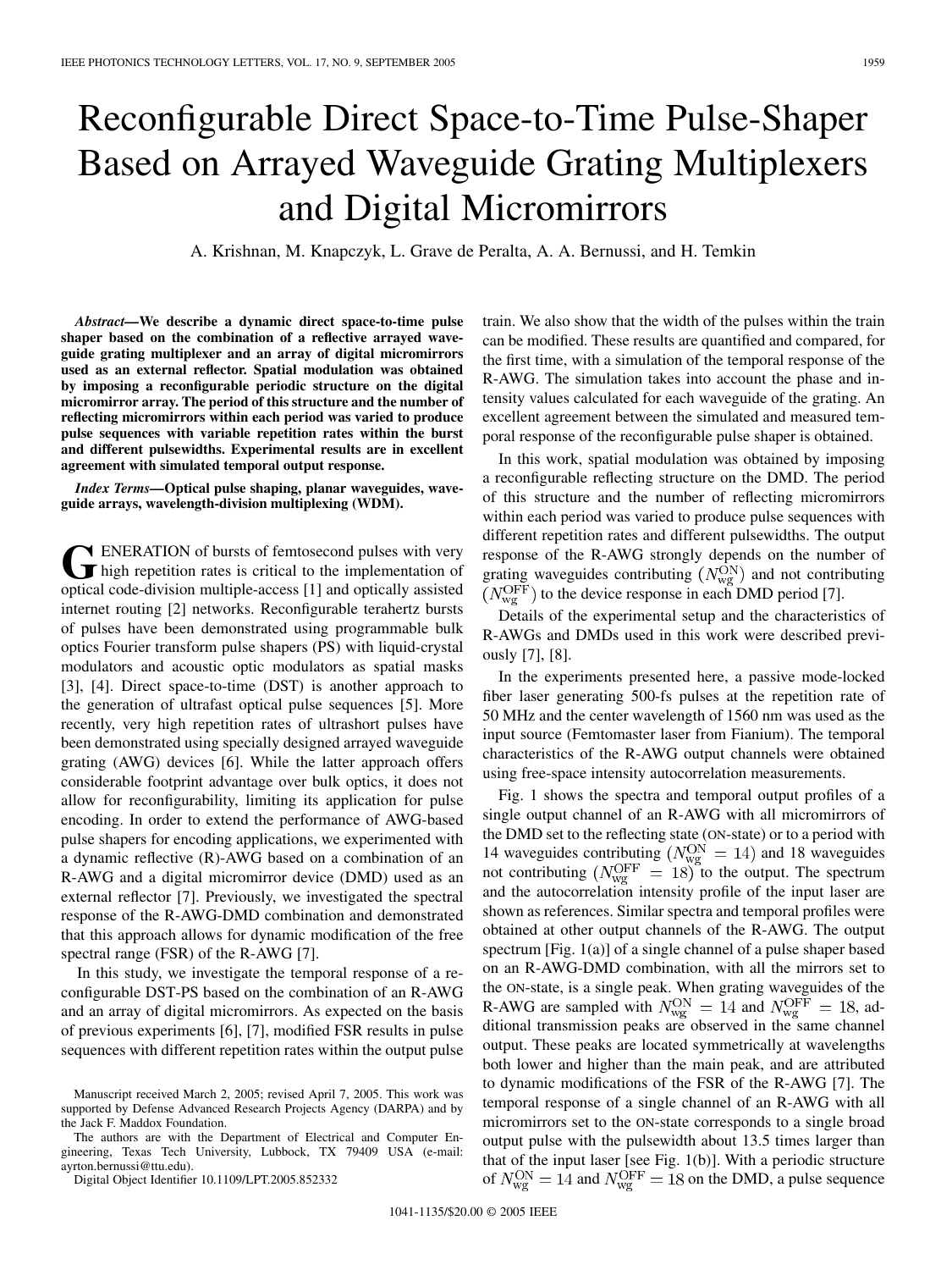# Reconfigurable Direct Space-to-Time Pulse-Shaper Based on Arrayed Waveguide Grating Multiplexers and Digital Micromirrors

A. Krishnan, M. Knapczyk, L. Grave de Peralta, A. A. Bernussi, and H. Temkin

***Abstract*—We describe a dynamic direct space-to-time pulse shaper based on the combination of a reflective arrayed waveguide grating multiplexer and an array of digital micromirrors used as an external reflector. Spatial modulation was obtained by imposing a reconfigurable periodic structure on the digital micromirror array. The period of this structure and the number of reflecting micromirrors within each period was varied to produce pulse sequences with variable repetition rates within the burst and different pulsewidths. Experimental results are in excellent agreement with simulated temporal output response.**

***Index Terms*—Optical pulse shaping, planar waveguides, waveguide arrays, wavelength-division multiplexing (WDM).**

GENERATION of bursts of femtosecond pulses with very high repetition rates is critical to the implementation of optical code-division multiple-access [1] and optically assisted internet routing [2] networks. Reconfigurable terahertz bursts of pulses have been demonstrated using programmable bulk optics Fourier transform pulse shapers (PS) with liquid-crystal modulators and acoustic optic modulators as spatial masks [3], [4]. Direct space-to-time (DST) is another approach to the generation of ultrafast optical pulse sequences [5]. More recently, very high repetition rates of ultrashort pulses have been demonstrated using specially designed arrayed waveguide grating (AWG) devices [6]. While the latter approach offers considerable footprint advantage over bulk optics, it does not allow for reconfigurability, limiting its application for pulse encoding. In order to extend the performance of AWG-based pulse shapers for encoding applications, we experimented with a dynamic reflective (R)-AWG based on a combination of an R-AWG and a digital micromirror device (DMD) used as an external reflector [7]. Previously, we investigated the spectral response of the R-AWG-DMD combination and demonstrated that this approach allows for dynamic modification of the free spectral range (FSR) of the R-AWG [7].

In this study, we investigate the temporal response of a reconfigurable DST-PS based on the combination of an R-AWG and an array of digital micromirrors. As expected on the basis of previous experiments [6], [7], modified FSR results in pulse sequences with different repetition rates within the output pulse train. We also show that the width of the pulses within the train can be modified. These results are quantified and compared, for the first time, with a simulation of the temporal response of the R-AWG. The simulation takes into account the phase and intensity values calculated for each waveguide of the grating. An excellent agreement between the simulated and measured temporal response of the reconfigurable pulse shaper is obtained.

In this work, spatial modulation was obtained by imposing a reconfigurable reflecting structure on the DMD. The period of this structure and the number of reflecting micromirrors within each period was varied to produce pulse sequences with different repetition rates and different pulsewidths. The output response of the R-AWG strongly depends on the number of grating waveguides contributing ($N_{\mathrm{wg}}^{\mathrm{ON}}$) and not contributing ($N_{\mathrm{wg}}^{\mathrm{OFF}}$) to the device response in each DMD period [7].

Details of the experimental setup and the characteristics of R-AWGs and DMDs used in this work were described previously [7], [8].

In the experiments presented here, a passive mode-locked fiber laser generating 500-fs pulses at the repetition rate of 50 MHz and the center wavelength of 1560 nm was used as the input source (Femtomaster laser from Fianium). The temporal characteristics of the R-AWG output channels were obtained using free-space intensity autocorrelation measurements.

Fig. 1 shows the spectra and temporal output profiles of a single output channel of an R-AWG with all micromirrors of the DMD set to the reflecting state (ON-state) or to a period with 14 waveguides contributing ($N_{\mathrm{wg}}^{\mathrm{ON}} = 14$) and 18 waveguides not contributing ($N_{\mathrm{wg}}^{\mathrm{OFF}} = 18$) to the output. The spectrum and the autocorrelation intensity profile of the input laser are shown as references. Similar spectra and temporal profiles were obtained at other output channels of the R-AWG. The output spectrum [Fig. 1(a)] of a single channel of a pulse shaper based on an R-AWG-DMD combination, with all the mirrors set to the ON-state, is a single peak. When grating waveguides of the R-AWG are sampled with $N_{\mathrm{wg}}^{\mathrm{ON}} = 14$ and $N_{\mathrm{wg}}^{\mathrm{OFF}} = 18$, additional transmission peaks are observed in the same channel output. These peaks are located symmetrically at wavelengths both lower and higher than the main peak, and are attributed to dynamic modifications of the FSR of the R-AWG [7]. The temporal response of a single channel of an R-AWG with all micromirrors set to the ON-state corresponds to a single broad output pulse with the pulsewidth about 13.5 times larger than that of the input laser [see Fig. 1(b)]. With a periodic structure of $N_{\mathrm{wg}}^{\mathrm{ON}} = 14$ and $N_{\mathrm{wg}}^{\mathrm{OFF}} = 18$ on the DMD, a pulse sequence

Manuscript received March 2, 2005; revised April 7, 2005. This work was supported by Defense Advanced Research Projects Agency (DARPA) and by the Jack F. Maddox Foundation.

The authors are with the Department of Electrical and Computer Engineering, Texas Tech University, Lubbock, TX 79409 USA (e-mail: ayrton.bernussi@ttu.edu).

Digital Object Identifier 10.1109/LPT.2005.852332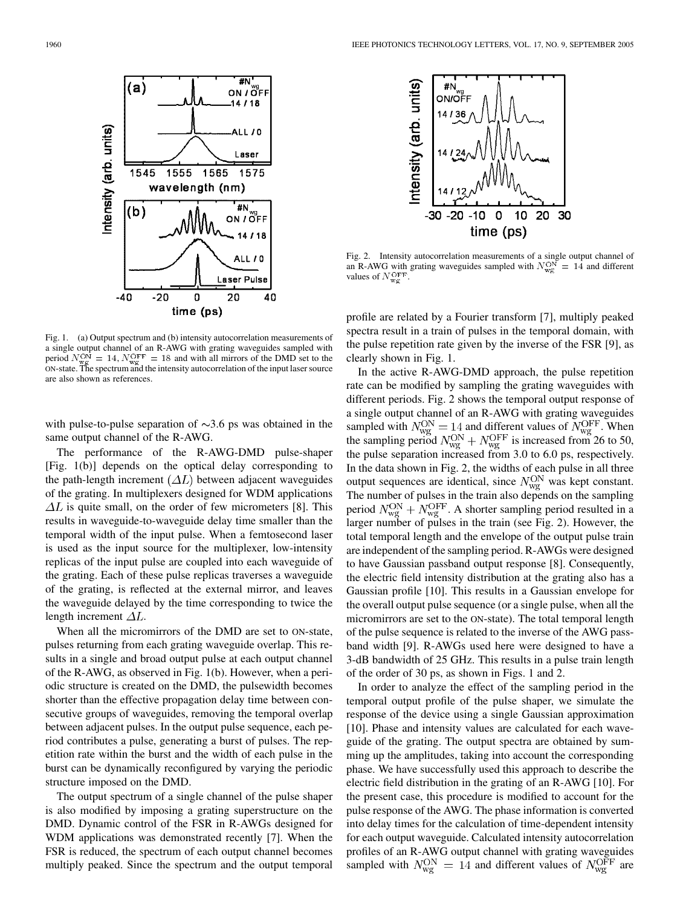Fig. 1. (a) Output spectrum and (b) intensity autocorrelation measurements of a single output channel of an R-AWG with grating waveguides sampled with period $N_{\rm wg}^{\rm ON} = 14$, $N_{\rm wg}^{\rm OFF} = 18$ and with all mirrors of the DMD set to the ON-state. The spectrum and the intensity autocorrelation of the input laser source are also shown as references.

Fig. 2. Intensity autocorrelation measurements of a single output channel of an R-AWG with grating waveguides sampled with $N_{\rm wg}^{\rm ON} = 14$ and different values of $N_{\rm wg}^{\rm OFF}$.

with pulse-to-pulse separation of ~3.6 ps was obtained in the same output channel of the R-AWG.

The performance of the R-AWG-DMD pulse-shaper [Fig. 1(b)] depends on the optical delay corresponding to the path-length increment $(\Delta L)$ between adjacent waveguides of the grating. In multiplexers designed for WDM applications $\Delta L$ is quite small, on the order of few micrometers [8]. This results in waveguide-to-waveguide delay time smaller than the temporal width of the input pulse. When a femtosecond laser is used as the input source for the multiplexer, low-intensity replicas of the input pulse are coupled into each waveguide of the grating. Each of these pulse replicas traverses a waveguide of the grating, is reflected at the external mirror, and leaves the waveguide delayed by the time corresponding to twice the length increment $\Delta L$.

When all the micromirrors of the DMD are set to ON-state, pulses returning from each grating waveguide overlap. This results in a single and broad output pulse at each output channel of the R-AWG, as observed in Fig. 1(b). However, when a periodic structure is created on the DMD, the pulsewidth becomes shorter than the effective propagation delay time between consecutive groups of waveguides, removing the temporal overlap between adjacent pulses. In the output pulse sequence, each period contributes a pulse, generating a burst of pulses. The repetition rate within the burst and the width of each pulse in the burst can be dynamically reconfigured by varying the periodic structure imposed on the DMD.

The output spectrum of a single channel of the pulse shaper is also modified by imposing a grating superstructure on the DMD. Dynamic control of the FSR in R-AWGs designed for WDM applications was demonstrated recently [7]. When the FSR is reduced, the spectrum of each output channel becomes multiply peaked. Since the spectrum and the output temporal profile are related by a Fourier transform [7], multiply peaked spectra result in a train of pulses in the temporal domain, with the pulse repetition rate given by the inverse of the FSR [9], as clearly shown in Fig. 1.

In the active R-AWG-DMD approach, the pulse repetition rate can be modified by sampling the grating waveguides with different periods. Fig. 2 shows the temporal output response of a single output channel of an R-AWG with grating waveguides sampled with $N_{\rm wg}^{\rm ON} = 14$ and different values of $N_{\rm wg}^{\rm OFF}$. When the sampling period $N_{\rm wg}^{\rm ON} + N_{\rm wg}^{\rm OFF}$ is increased from 26 to 50, the pulse separation increased from 3.0 to 6.0 ps, respectively. In the data shown in Fig. 2, the widths of each pulse in all three output sequences are identical, since $N_{\rm wg}^{\rm ON}$ was kept constant. The number of pulses in the train also depends on the sampling period $N_{\rm wg}^{\rm ON} + N_{\rm wg}^{\rm OFF}$. A shorter sampling period resulted in a larger number of pulses in the train (see Fig. 2). However, the total temporal length and the envelope of the output pulse train are independent of the sampling period. R-AWGs were designed to have Gaussian passband output response [8]. Consequently, the electric field intensity distribution at the grating also has a Gaussian profile [10]. This results in a Gaussian envelope for the overall output pulse sequence (or a single pulse, when all the micromirrors are set to the ON-state). The total temporal length of the pulse sequence is related to the inverse of the AWG passband width [9]. R-AWGs used here were designed to have a 3-dB bandwidth of 25 GHz. This results in a pulse train length of the order of 30 ps, as shown in Figs. 1 and 2.

In order to analyze the effect of the sampling period in the temporal output profile of the pulse shaper, we simulate the response of the device using a single Gaussian approximation [10]. Phase and intensity values are calculated for each waveguide of the grating. The output spectra are obtained by summing up the amplitudes, taking into account the corresponding phase. We have successfully used this approach to describe the electric field distribution in the grating of an R-AWG [10]. For the present case, this procedure is modified to account for the pulse response of the AWG. The phase information is converted into delay times for the calculation of time-dependent intensity for each output waveguide. Calculated intensity autocorrelation profiles of an R-AWG output channel with grating waveguides sampled with $N_{\rm wg}^{\rm ON} = 14$ and different values of $N_{\rm wg}^{\rm OFF}$ are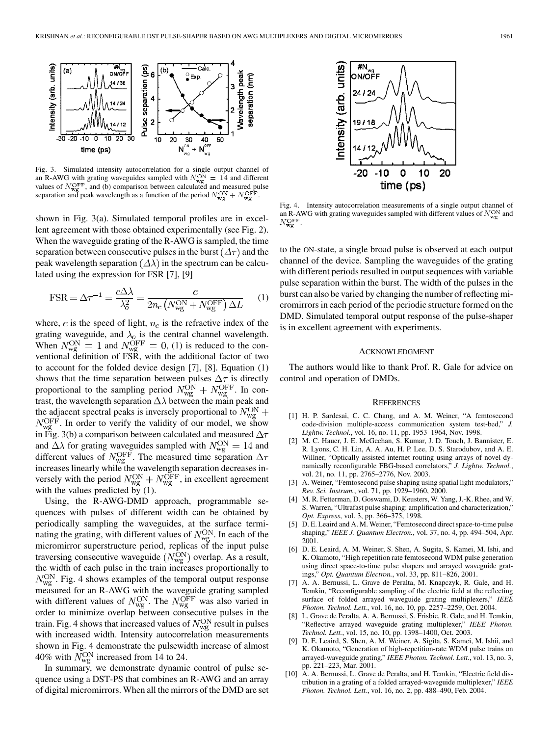(a)

#N$_{wg}$ ON/OFF

14 / 36

14 / 24

14 / 12

Intensity (arb. units)

-30 -20 -10 0 10 20 30

time (ps)

(b)

Calc.

Exp.

Pulse separation (ps)

Wavelength peak separation (nm)

$N_{wg}^{ON} + N_{wg}^{OFF}$

Fig. 3. Simulated intensity autocorrelation for a single output channel of an R-AWG with grating waveguides sampled with $N_{\rm wg}^{\rm ON} = 14$ and different values of $N_{\rm wg}^{\rm OFF}$, and (b) comparison between calculated and measured pulse separation and peak wavelength as a function of the period $N_{\rm wg}^{\rm ON} + N_{\rm wg}^{\rm OFF}$.

shown in Fig. 3(a). Simulated temporal profiles are in excellent agreement with those obtained experimentally (see Fig. 2). When the waveguide grating of the R-AWG is sampled, the time separation between consecutive pulses in the burst $(\Delta\tau)$ and the peak wavelength separation $(\Delta\lambda)$ in the spectrum can be calculated using the expression for FSR [7], [9]

$$\mathrm{FSR} = \Delta\tau^{-1} = \frac{c\Delta\lambda}{\lambda_o^2} = \frac{c}{2n_c\left(N_{\rm wg}^{\rm ON} + N_{\rm wg}^{\rm OFF}\right)\Delta L} \qquad (1)$$

where, $c$ is the speed of light, $n_c$ is the refractive index of the grating waveguide, and $\lambda_o$ is the central channel wavelength. When $N_{\rm wg}^{\rm ON} = 1$ and $N_{\rm wg}^{\rm OFF} = 0$, (1) is reduced to the conventional definition of FSR, with the additional factor of two to account for the folded device design [7], [8]. Equation (1) shows that the time separation between pulses $\Delta\tau$ is directly proportional to the sampling period $N_{\rm wg}^{\rm ON} + N_{\rm wg}^{\rm OFF}$. In contrast, the wavelength separation $\Delta\lambda$ between the main peak and the adjacent spectral peaks is inversely proportional to $N_{\rm wg}^{\rm ON} + N_{\rm wg}^{\rm OFF}$. In order to verify the validity of our model, we show in Fig. 3(b) a comparison between calculated and measured $\Delta\tau$ and $\Delta\lambda$ for grating waveguides sampled with $N_{\rm wg}^{\rm ON} = 14$ and different values of $N_{\rm wg}^{\rm OFF}$. The measured time separation $\Delta\tau$ increases linearly while the wavelength separation decreases inversely with the period $N_{\rm wg}^{\rm ON} + N_{\rm wg}^{\rm OFF}$, in excellent agreement with the values predicted by (1).

Using, the R-AWG-DMD approach, programmable sequences with pulses of different width can be obtained by periodically sampling the waveguides, at the surface terminating the grating, with different values of $N_{\rm wg}^{\rm ON}$. In each of the micromirror superstructure period, replicas of the input pulse traversing consecutive waveguide $(N_{\rm wg}^{\rm ON})$ overlap. As a result, the width of each pulse in the train increases proportionally to $N_{\rm wg}^{\rm ON}$. Fig. 4 shows examples of the temporal output response measured for an R-AWG with the waveguide grating sampled with different values of $N_{\rm wg}^{\rm ON}$. The $N_{\rm wg}^{\rm OFF}$ was also varied in order to minimize overlap between consecutive pulses in the train. Fig. 4 shows that increased values of $N_{\rm wg}^{\rm ON}$ result in pulses with increased width. Intensity autocorrelation measurements shown in Fig. 4 demonstrate the pulsewidth increase of almost 40% with $N_{\rm wg}^{\rm ON}$ increased from 14 to 24.

In summary, we demonstrate dynamic control of pulse sequence using a DST-PS that combines an R-AWG and an array of digital micromirrors. When all the mirrors of the DMD are set

#N$_{wg}$ ON/OFF

24 / 24

19 / 18

14 / 12

Intensity (arb. units)

-20 -10 0 10 20

time (ps)

Fig. 4. Intensity autocorrelation measurements of a single output channel of an R-AWG with grating waveguides sampled with different values of $N_{\rm wg}^{\rm ON}$ and $N_{\rm wg}^{\rm OFF}$.

to the ON-state, a single broad pulse is observed at each output channel of the device. Sampling the waveguides of the grating with different periods resulted in output sequences with variable pulse separation within the burst. The width of the pulses in the burst can also be varied by changing the number of reflecting micromirrors in each period of the periodic structure formed on the DMD. Simulated temporal output response of the pulse-shaper is in excellent agreement with experiments.

## Acknowledgment

The authors would like to thank Prof. R. Gale for advice on control and operation of DMDs.

## References

[1] H. P. Sardesai, C. C. Chang, and A. M. Weiner, "A femtosecond code-division multiple-access communication system test-bed," *J. Lightw. Technol.*, vol. 16, no. 11, pp. 1953–1964, Nov. 1998.

[2] M. C. Hauer, J. E. McGeehan, S. Kumar, J. D. Touch, J. Bannister, E. R. Lyons, C. H. Lin, A. A. Au, H. P. Lee, D. S. Starodubov, and A. E. Willner, "Optically assisted internet routing using arrays of novel dynamically reconfigurable FBG-based correlators," *J. Lightw. Technol.*, vol. 21, no. 11, pp. 2765–2776, Nov. 2003.

[3] A. Weiner, "Femtosecond pulse shaping using spatial light modulators," *Rev. Sci. Instrum.*, vol. 71, pp. 1929–1960, 2000.

[4] M. R. Fetterman, D. Goswami, D. Keusters, W. Yang, J.-K. Rhee, and W. S. Warren, "Ultrafast pulse shaping: amplification and characterization," *Opt. Express*, vol. 3, pp. 366–375, 1998.

[5] D. E. Leaird and A. M. Weiner, "Femtosecond direct space-to-time pulse shaping," *IEEE J. Quantum Electron.*, vol. 37, no. 4, pp. 494–504, Apr. 2001.

[6] D. E. Leaird, A. M. Weiner, S. Shen, A. Sugita, S. Kamei, M. Ishi, and K. Okamoto, "High repetition rate femtosecond WDM pulse generation using direct space-to-time pulse shapers and arrayed waveguide gratings," *Opt. Quantum Electron.*, vol. 33, pp. 811–826, 2001.

[7] A. A. Bernussi, L. Grave de Peralta, M. Knapczyk, R. Gale, and H. Temkin, "Reconfigurable sampling of the electric field at the reflecting surface of folded arrayed waveguide grating multiplexers," *IEEE Photon. Technol. Lett.*, vol. 16, no. 10, pp. 2257–2259, Oct. 2004.

[8] L. Grave de Peralta, A. A. Bernussi, S. Frisbie, R. Gale, and H. Temkin, "Reflective arrayed waveguide grating multiplexer," *IEEE Photon. Technol. Lett.*, vol. 15, no. 10, pp. 1398–1400, Oct. 2003.

[9] D. E. Leaird, S. Shen, A. M. Weiner, A. Sigita, S. Kamei, M. Ishii, and K. Okamoto, "Generation of high-repetition-rate WDM pulse trains on arrayed-waveguide grating," *IEEE Photon. Technol. Lett.*, vol. 13, no. 3, pp. 221–223, Mar. 2001.

[10] A. A. Bernussi, L. Grave de Peralta, and H. Temkin, "Electric field distribution in a grating of a folded arrayed-waveguide multiplexer," *IEEE Photon. Technol. Lett.*, vol. 16, no. 2, pp. 488–490, Feb. 2004.